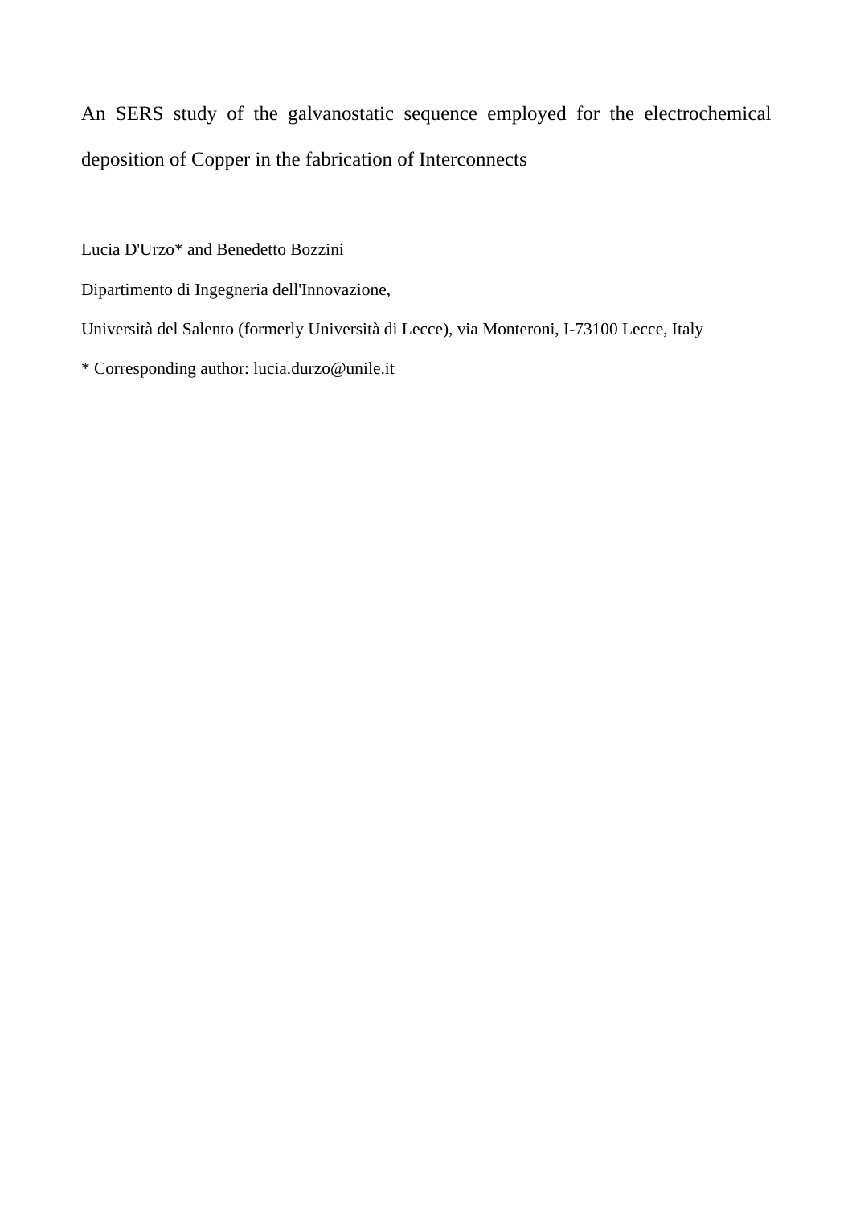# An SERS study of the galvanostatic sequence employed for the electrochemical deposition of Copper in the fabrication of Interconnects

Lucia D'Urzo* and Benedetto Bozzini

Dipartimento di Ingegneria dell'Innovazione,

Università del Salento (formerly Università di Lecce), via Monteroni, I-73100 Lecce, Italy

* Corresponding author: lucia.durzo@unile.it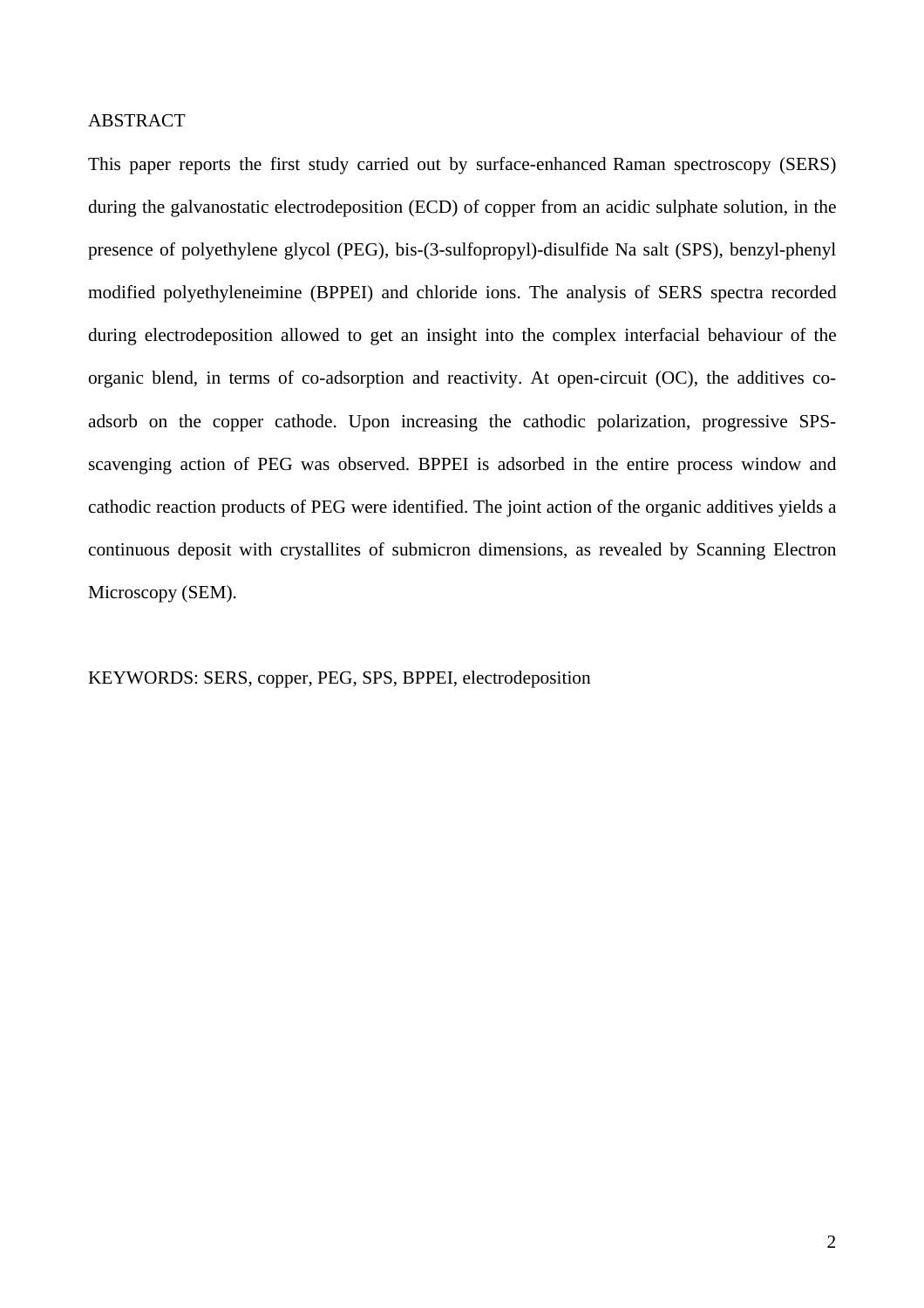## ABSTRACT

This paper reports the first study carried out by surface-enhanced Raman spectroscopy (SERS) during the galvanostatic electrodeposition (ECD) of copper from an acidic sulphate solution, in the presence of polyethylene glycol (PEG), bis-(3-sulfopropyl)-disulfide Na salt (SPS), benzyl-phenyl modified polyethyleneimine (BPPEI) and chloride ions. The analysis of SERS spectra recorded during electrodeposition allowed to get an insight into the complex interfacial behaviour of the organic blend, in terms of co-adsorption and reactivity. At open-circuit (OC), the additives co-adsorb on the copper cathode. Upon increasing the cathodic polarization, progressive SPS-scavenging action of PEG was observed. BPPEI is adsorbed in the entire process window and cathodic reaction products of PEG were identified. The joint action of the organic additives yields a continuous deposit with crystallites of submicron dimensions, as revealed by Scanning Electron Microscopy (SEM).

KEYWORDS: SERS, copper, PEG, SPS, BPPEI, electrodeposition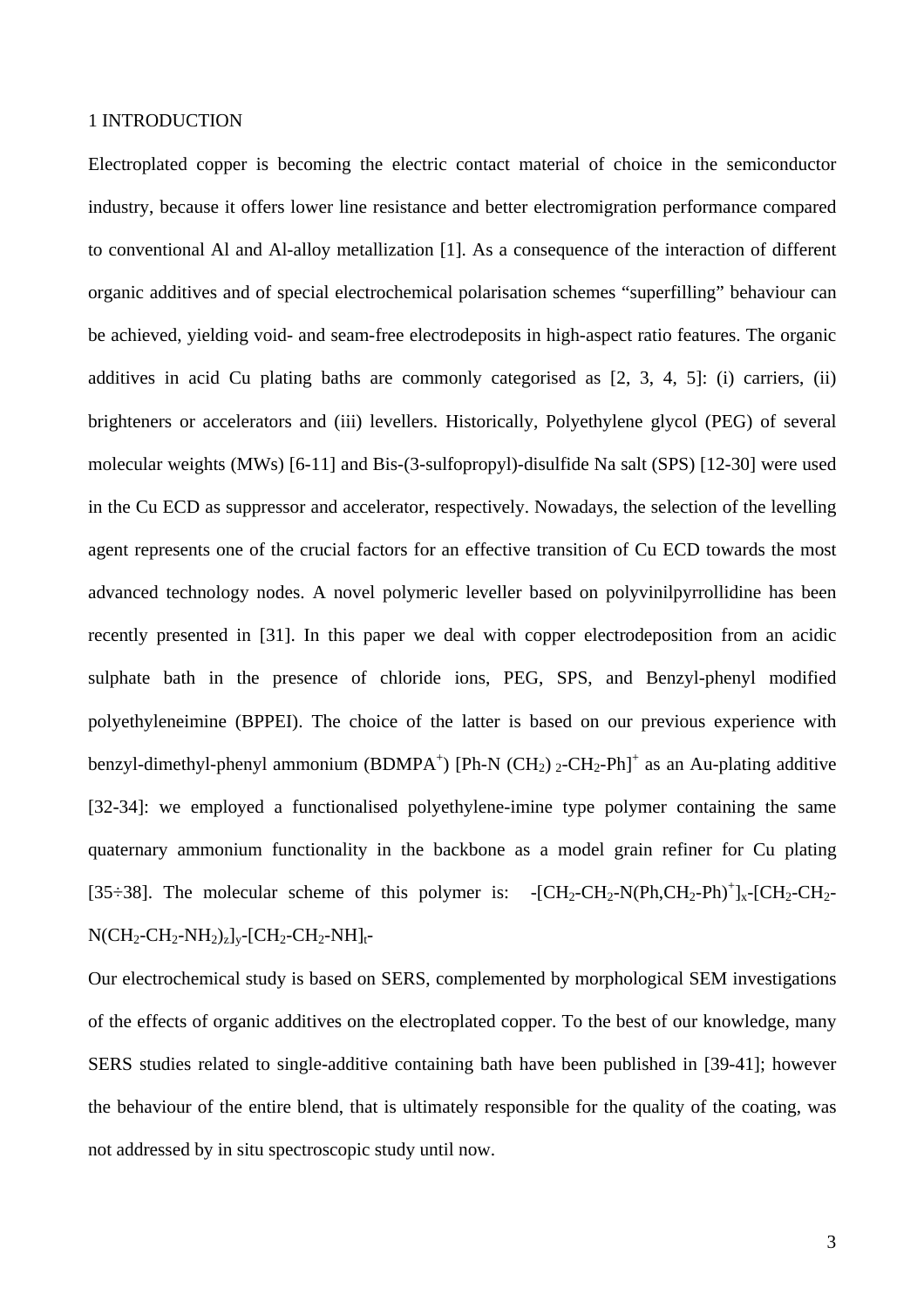## 1 INTRODUCTION

Electroplated copper is becoming the electric contact material of choice in the semiconductor industry, because it offers lower line resistance and better electromigration performance compared to conventional Al and Al-alloy metallization [1]. As a consequence of the interaction of different organic additives and of special electrochemical polarisation schemes "superfilling" behaviour can be achieved, yielding void- and seam-free electrodeposits in high-aspect ratio features. The organic additives in acid Cu plating baths are commonly categorised as [2, 3, 4, 5]: (i) carriers, (ii) brighteners or accelerators and (iii) levellers. Historically, Polyethylene glycol (PEG) of several molecular weights (MWs) [6-11] and Bis-(3-sulfopropyl)-disulfide Na salt (SPS) [12-30] were used in the Cu ECD as suppressor and accelerator, respectively. Nowadays, the selection of the levelling agent represents one of the crucial factors for an effective transition of Cu ECD towards the most advanced technology nodes. A novel polymeric leveller based on polyvinilpyrrollidine has been recently presented in [31]. In this paper we deal with copper electrodeposition from an acidic sulphate bath in the presence of chloride ions, PEG, SPS, and Benzyl-phenyl modified polyethyleneimine (BPPEI). The choice of the latter is based on our previous experience with benzyl-dimethyl-phenyl ammonium ($BDMPA^+$) $[Ph\text{-}N\,(CH_2)_2\text{-}CH_2\text{-}Ph]^+$ as an Au-plating additive [32-34]: we employed a functionalised polyethylene-imine type polymer containing the same quaternary ammonium functionality in the backbone as a model grain refiner for Cu plating [35÷38]. The molecular scheme of this polymer is: $-[CH_2\text{-}CH_2\text{-}N(Ph,CH_2\text{-}Ph)^+]_x\text{-}[CH_2\text{-}CH_2\text{-}N(CH_2\text{-}CH_2\text{-}NH_2)_z]_y\text{-}[CH_2\text{-}CH_2\text{-}NH]_t\text{-}$

Our electrochemical study is based on SERS, complemented by morphological SEM investigations of the effects of organic additives on the electroplated copper. To the best of our knowledge, many SERS studies related to single-additive containing bath have been published in [39-41]; however the behaviour of the entire blend, that is ultimately responsible for the quality of the coating, was not addressed by in situ spectroscopic study until now.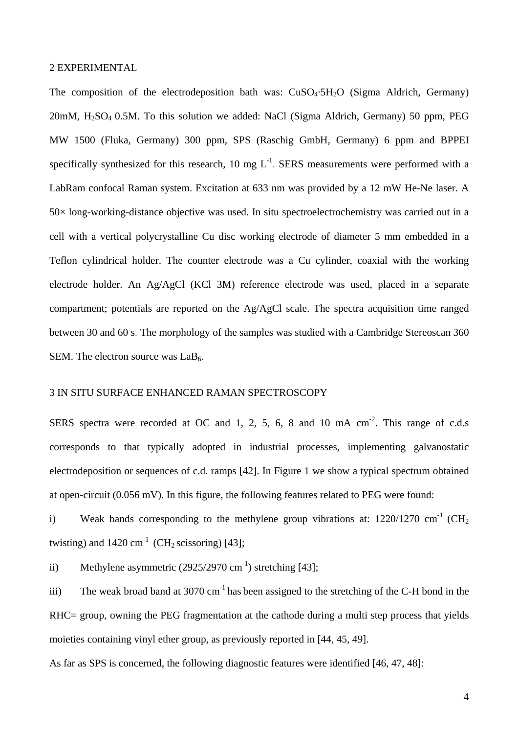## 2 EXPERIMENTAL

The composition of the electrodeposition bath was: $CuSO_4{\cdot}5H_2O$ (Sigma Aldrich, Germany) 20mM, $H_2SO_4$ 0.5M. To this solution we added: NaCl (Sigma Aldrich, Germany) 50 ppm, PEG MW 1500 (Fluka, Germany) 300 ppm, SPS (Raschig GmbH, Germany) 6 ppm and BPPEI specifically synthesized for this research, 10 mg $L^{-1}$. SERS measurements were performed with a LabRam confocal Raman system. Excitation at 633 nm was provided by a 12 mW He-Ne laser. A 50× long-working-distance objective was used. In situ spectroelectrochemistry was carried out in a cell with a vertical polycrystalline Cu disc working electrode of diameter 5 mm embedded in a Teflon cylindrical holder. The counter electrode was a Cu cylinder, coaxial with the working electrode holder. An Ag/AgCl (KCl 3M) reference electrode was used, placed in a separate compartment; potentials are reported on the Ag/AgCl scale. The spectra acquisition time ranged between 30 and 60 s. The morphology of the samples was studied with a Cambridge Stereoscan 360 SEM. The electron source was $LaB_6$.

## 3 IN SITU SURFACE ENHANCED RAMAN SPECTROSCOPY

SERS spectra were recorded at OC and 1, 2, 5, 6, 8 and 10 mA $cm^{-2}$. This range of c.d.s corresponds to that typically adopted in industrial processes, implementing galvanostatic electrodeposition or sequences of c.d. ramps [42]. In Figure 1 we show a typical spectrum obtained at open-circuit (0.056 mV). In this figure, the following features related to PEG were found:

i) Weak bands corresponding to the methylene group vibrations at: 1220/1270 $cm^{-1}$ ($CH_2$ twisting) and 1420 $cm^{-1}$ ($CH_2$ scissoring) [43];

ii) Methylene asymmetric (2925/2970 $cm^{-1}$) stretching [43];

iii) The weak broad band at 3070 $cm^{-1}$ has been assigned to the stretching of the C-H bond in the RHC= group, owning the PEG fragmentation at the cathode during a multi step process that yields moieties containing vinyl ether group, as previously reported in [44, 45, 49].

As far as SPS is concerned, the following diagnostic features were identified [46, 47, 48]: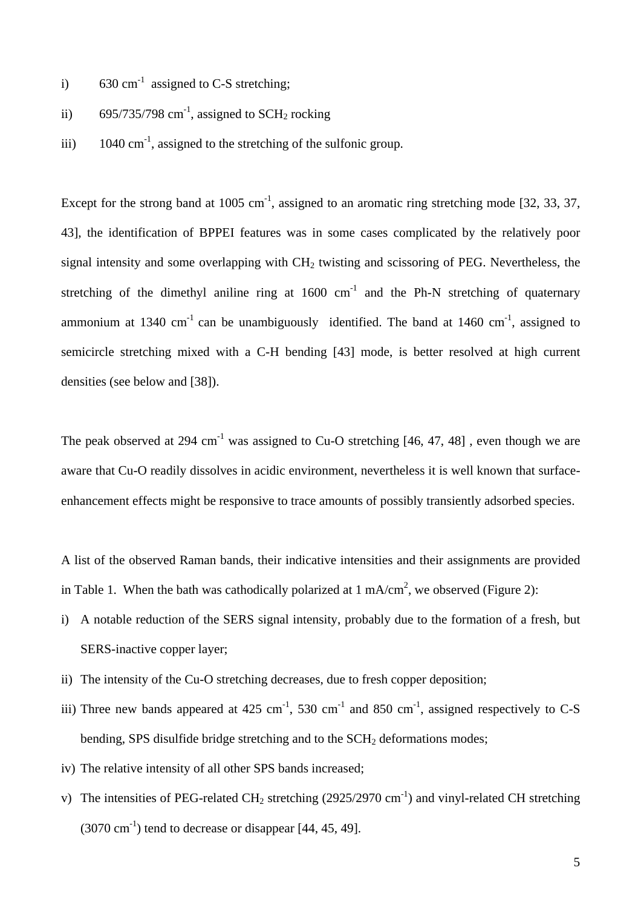i) 630 $cm^{-1}$ assigned to C-S stretching;

ii) 695/735/798 $cm^{-1}$, assigned to $SCH_2$ rocking

iii) 1040 $cm^{-1}$, assigned to the stretching of the sulfonic group.

Except for the strong band at 1005 $cm^{-1}$, assigned to an aromatic ring stretching mode [32, 33, 37, 43], the identification of BPPEI features was in some cases complicated by the relatively poor signal intensity and some overlapping with $CH_2$ twisting and scissoring of PEG. Nevertheless, the stretching of the dimethyl aniline ring at 1600 $cm^{-1}$ and the Ph-N stretching of quaternary ammonium at 1340 $cm^{-1}$ can be unambiguously identified. The band at 1460 $cm^{-1}$, assigned to semicircle stretching mixed with a C-H bending [43] mode, is better resolved at high current densities (see below and [38]).

The peak observed at 294 $cm^{-1}$ was assigned to Cu-O stretching [46, 47, 48] , even though we are aware that Cu-O readily dissolves in acidic environment, nevertheless it is well known that surface-enhancement effects might be responsive to trace amounts of possibly transiently adsorbed species.

A list of the observed Raman bands, their indicative intensities and their assignments are provided in Table 1. When the bath was cathodically polarized at 1 $mA/cm^2$, we observed (Figure 2):

i) A notable reduction of the SERS signal intensity, probably due to the formation of a fresh, but SERS-inactive copper layer;
ii) The intensity of the Cu-O stretching decreases, due to fresh copper deposition;
iii) Three new bands appeared at 425 $cm^{-1}$, 530 $cm^{-1}$ and 850 $cm^{-1}$, assigned respectively to C-S bending, SPS disulfide bridge stretching and to the $SCH_2$ deformations modes;
iv) The relative intensity of all other SPS bands increased;
v) The intensities of PEG-related $CH_2$ stretching (2925/2970 $cm^{-1}$) and vinyl-related CH stretching (3070 $cm^{-1}$) tend to decrease or disappear [44, 45, 49].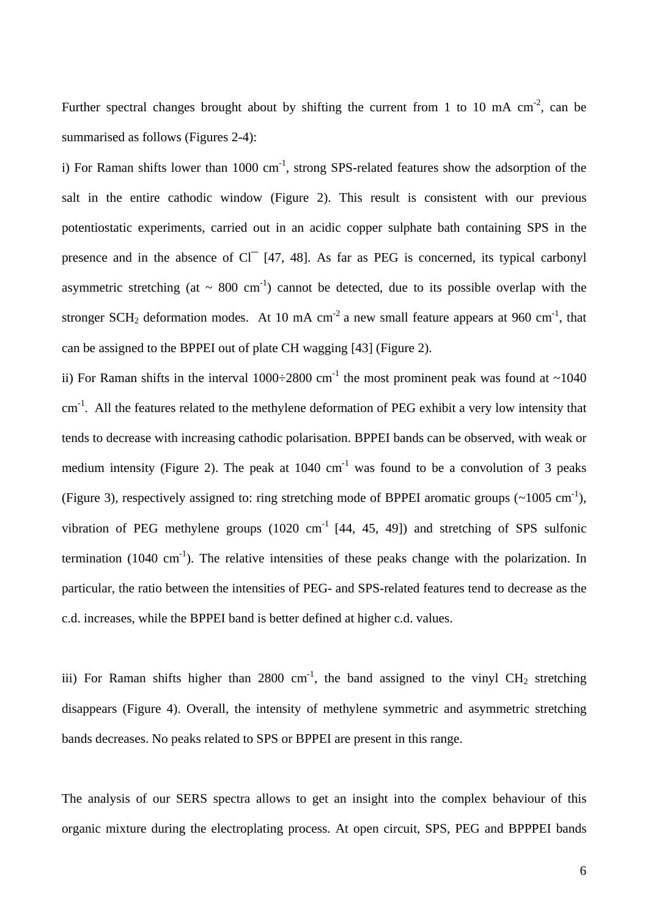Further spectral changes brought about by shifting the current from 1 to 10 mA $cm^{-2}$, can be summarised as follows (Figures 2-4):

i) For Raman shifts lower than 1000 $cm^{-1}$, strong SPS-related features show the adsorption of the salt in the entire cathodic window (Figure 2). This result is consistent with our previous potentiostatic experiments, carried out in an acidic copper sulphate bath containing SPS in the presence and in the absence of $Cl^{-}$ [47, 48]. As far as PEG is concerned, its typical carbonyl asymmetric stretching (at ~ 800 $cm^{-1}$) cannot be detected, due to its possible overlap with the stronger $SCH_2$ deformation modes. At 10 mA $cm^{-2}$ a new small feature appears at 960 $cm^{-1}$, that can be assigned to the BPPEI out of plate CH wagging [43] (Figure 2).

ii) For Raman shifts in the interval 1000÷2800 $cm^{-1}$ the most prominent peak was found at ~1040 $cm^{-1}$. All the features related to the methylene deformation of PEG exhibit a very low intensity that tends to decrease with increasing cathodic polarisation. BPPEI bands can be observed, with weak or medium intensity (Figure 2). The peak at 1040 $cm^{-1}$ was found to be a convolution of 3 peaks (Figure 3), respectively assigned to: ring stretching mode of BPPEI aromatic groups (~1005 $cm^{-1}$), vibration of PEG methylene groups (1020 $cm^{-1}$ [44, 45, 49]) and stretching of SPS sulfonic termination (1040 $cm^{-1}$). The relative intensities of these peaks change with the polarization. In particular, the ratio between the intensities of PEG- and SPS-related features tend to decrease as the c.d. increases, while the BPPEI band is better defined at higher c.d. values.

iii) For Raman shifts higher than 2800 $cm^{-1}$, the band assigned to the vinyl $CH_2$ stretching disappears (Figure 4). Overall, the intensity of methylene symmetric and asymmetric stretching bands decreases. No peaks related to SPS or BPPEI are present in this range.

The analysis of our SERS spectra allows to get an insight into the complex behaviour of this organic mixture during the electroplating process. At open circuit, SPS, PEG and BPPPEI bands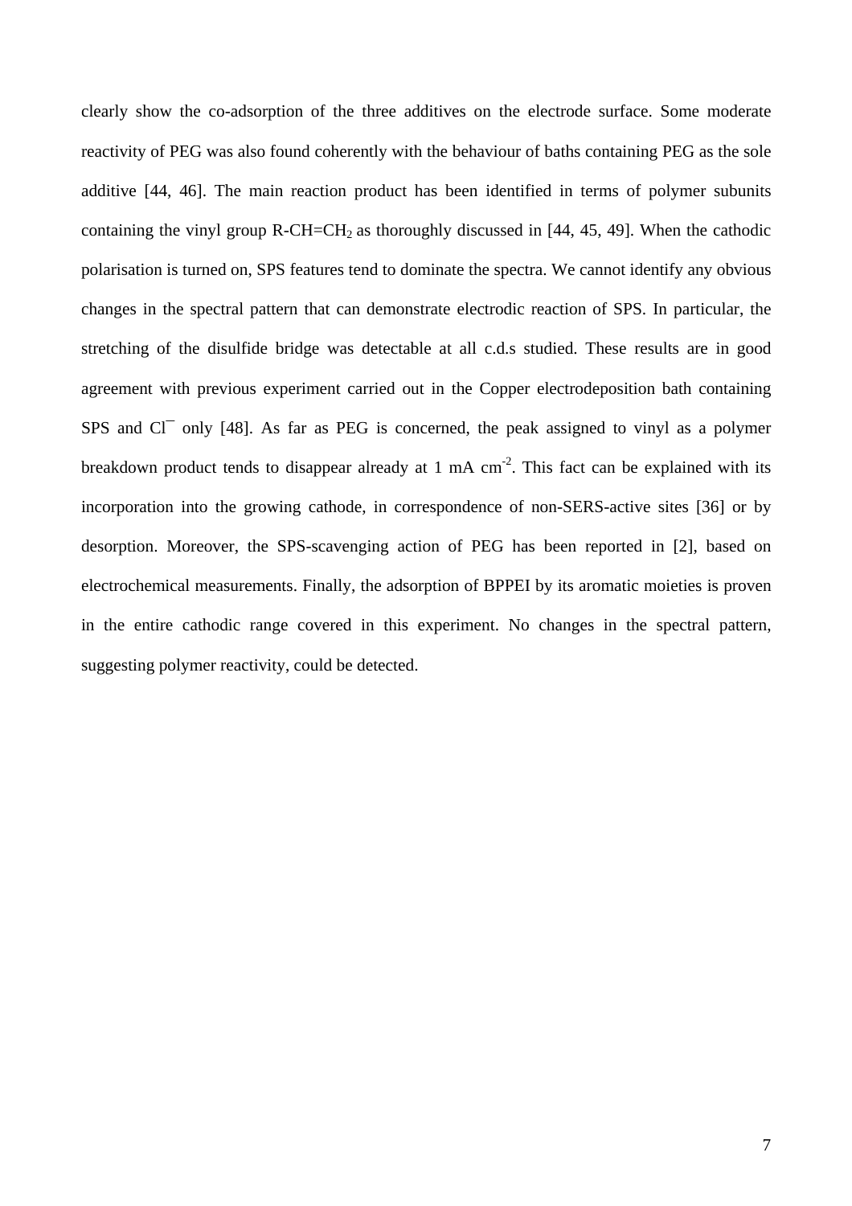clearly show the co-adsorption of the three additives on the electrode surface. Some moderate reactivity of PEG was also found coherently with the behaviour of baths containing PEG as the sole additive [44, 46]. The main reaction product has been identified in terms of polymer subunits containing the vinyl group R-CH=$CH_2$ as thoroughly discussed in [44, 45, 49]. When the cathodic polarisation is turned on, SPS features tend to dominate the spectra. We cannot identify any obvious changes in the spectral pattern that can demonstrate electrodic reaction of SPS. In particular, the stretching of the disulfide bridge was detectable at all c.d.s studied. These results are in good agreement with previous experiment carried out in the Copper electrodeposition bath containing SPS and $Cl^{-}$ only [48]. As far as PEG is concerned, the peak assigned to vinyl as a polymer breakdown product tends to disappear already at 1 mA $cm^{-2}$. This fact can be explained with its incorporation into the growing cathode, in correspondence of non-SERS-active sites [36] or by desorption. Moreover, the SPS-scavenging action of PEG has been reported in [2], based on electrochemical measurements. Finally, the adsorption of BPPEI by its aromatic moieties is proven in the entire cathodic range covered in this experiment. No changes in the spectral pattern, suggesting polymer reactivity, could be detected.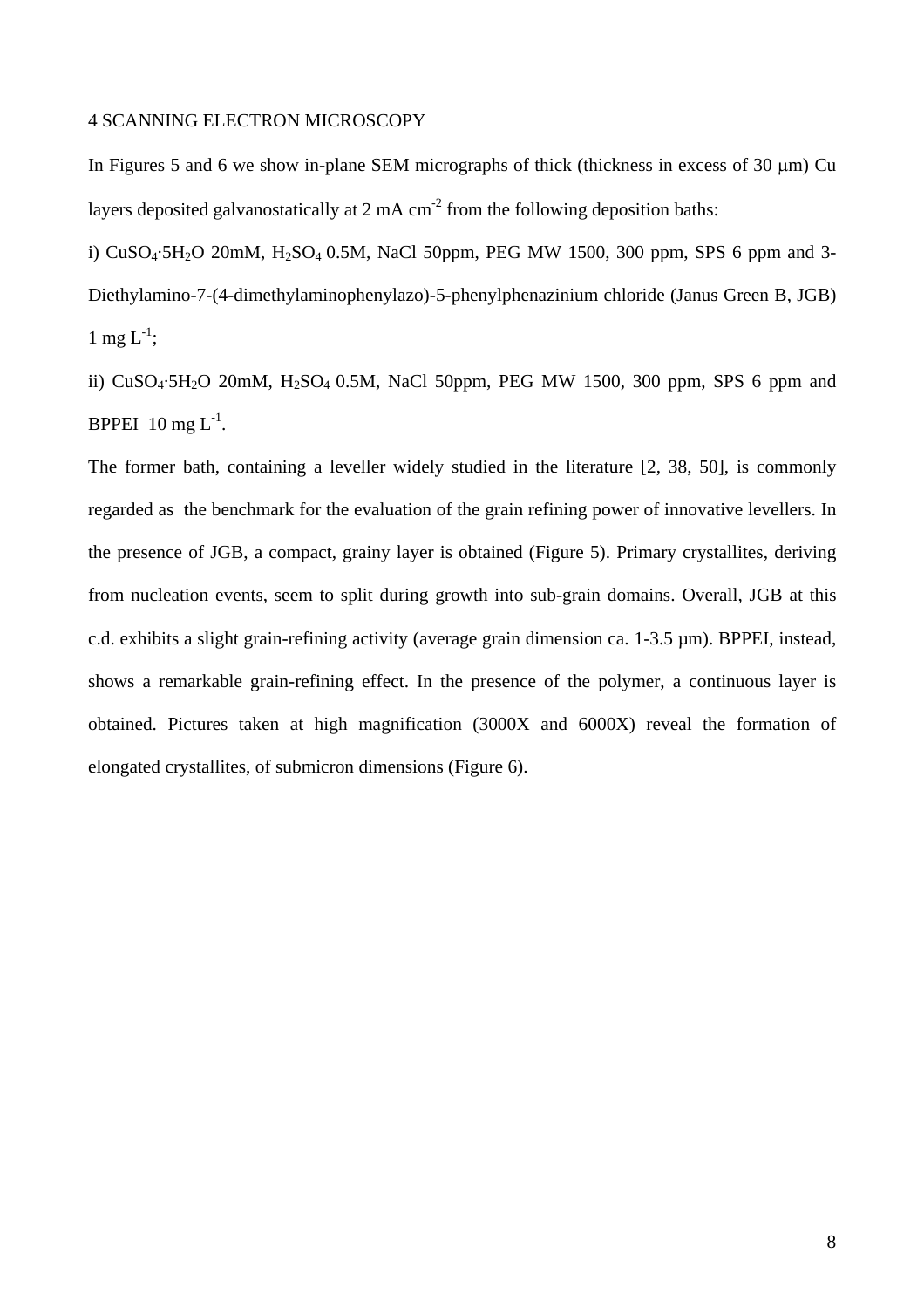## 4 SCANNING ELECTRON MICROSCOPY

In Figures 5 and 6 we show in-plane SEM micrographs of thick (thickness in excess of 30 μm) Cu layers deposited galvanostatically at 2 mA $cm^{-2}$ from the following deposition baths:

i) $CuSO_4{\cdot}5H_2O$ 20mM, $H_2SO_4$ 0.5M, NaCl 50ppm, PEG MW 1500, 300 ppm, SPS 6 ppm and 3-Diethylamino-7-(4-dimethylaminophenylazo)-5-phenylphenazinium chloride (Janus Green B, JGB) 1 mg $L^{-1}$;

ii) $CuSO_4{\cdot}5H_2O$ 20mM, $H_2SO_4$ 0.5M, NaCl 50ppm, PEG MW 1500, 300 ppm, SPS 6 ppm and BPPEI 10 mg $L^{-1}$.

The former bath, containing a leveller widely studied in the literature [2, 38, 50], is commonly regarded as the benchmark for the evaluation of the grain refining power of innovative levellers. In the presence of JGB, a compact, grainy layer is obtained (Figure 5). Primary crystallites, deriving from nucleation events, seem to split during growth into sub-grain domains. Overall, JGB at this c.d. exhibits a slight grain-refining activity (average grain dimension ca. 1-3.5 μm). BPPEI, instead, shows a remarkable grain-refining effect. In the presence of the polymer, a continuous layer is obtained. Pictures taken at high magnification (3000X and 6000X) reveal the formation of elongated crystallites, of submicron dimensions (Figure 6).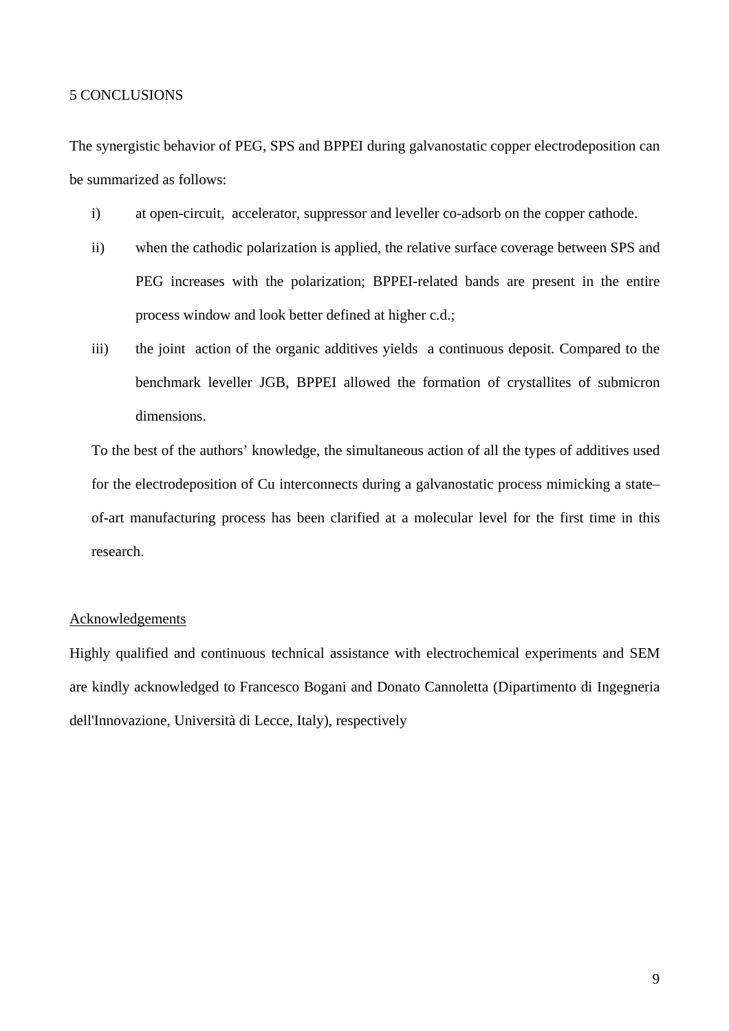# 5 CONCLUSIONS

The synergistic behavior of PEG, SPS and BPPEI during galvanostatic copper electrodeposition can be summarized as follows:

i) at open-circuit, accelerator, suppressor and leveller co-adsorb on the copper cathode.

ii) when the cathodic polarization is applied, the relative surface coverage between SPS and PEG increases with the polarization; BPPEI-related bands are present in the entire process window and look better defined at higher c.d.;

iii) the joint action of the organic additives yields a continuous deposit. Compared to the benchmark leveller JGB, BPPEI allowed the formation of crystallites of submicron dimensions.

To the best of the authors' knowledge, the simultaneous action of all the types of additives used for the electrodeposition of Cu interconnects during a galvanostatic process mimicking a state–of-art manufacturing process has been clarified at a molecular level for the first time in this research.

## Acknowledgements

Highly qualified and continuous technical assistance with electrochemical experiments and SEM are kindly acknowledged to Francesco Bogani and Donato Cannoletta (Dipartimento di Ingegneria dell'Innovazione, Università di Lecce, Italy), respectively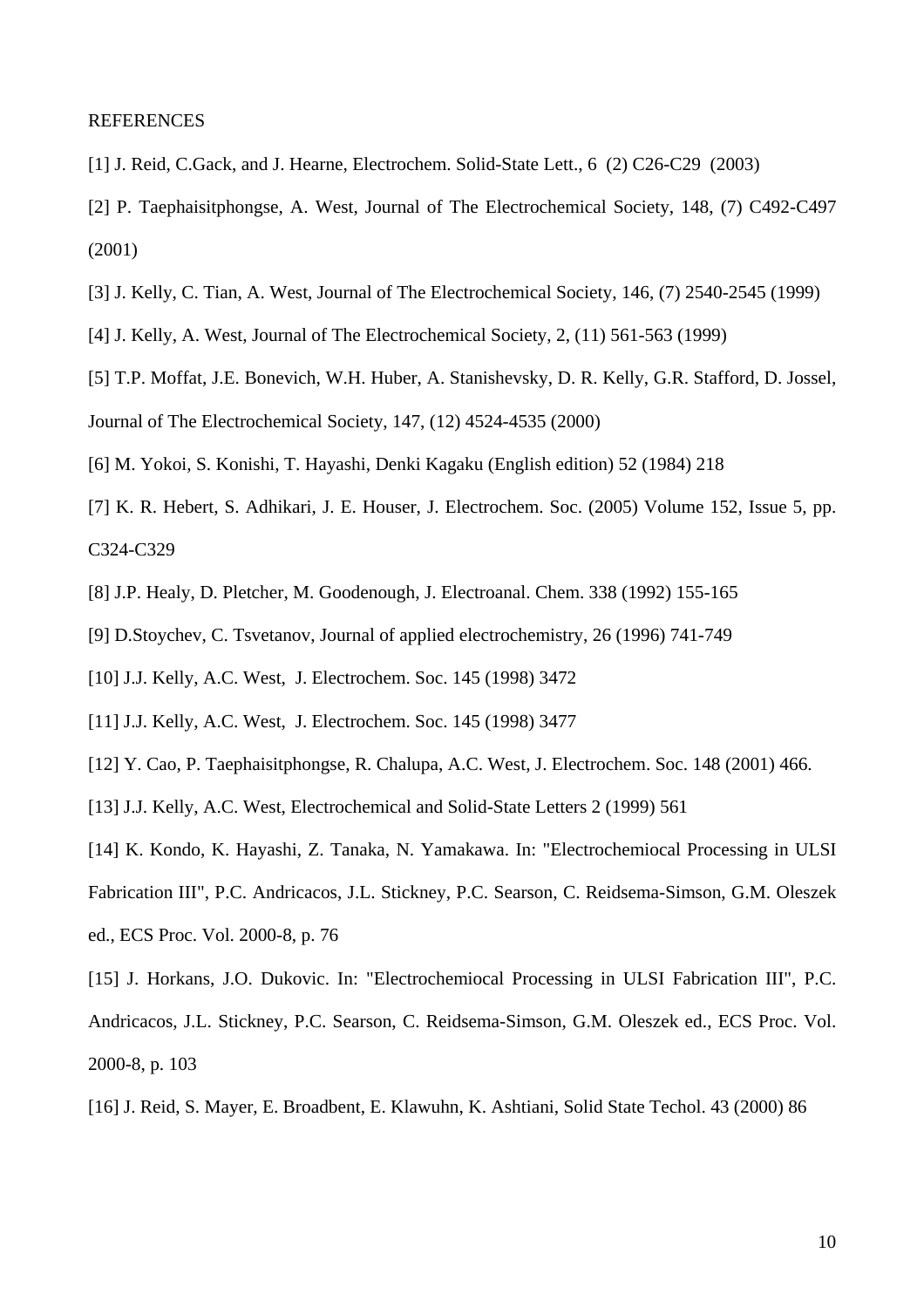REFERENCES

[1] J. Reid, C.Gack, and J. Hearne, Electrochem. Solid-State Lett., 6 (2) C26-C29 (2003)

[2] P. Taephaisitphongse, A. West, Journal of The Electrochemical Society, 148, (7) C492-C497 (2001)

[3] J. Kelly, C. Tian, A. West, Journal of The Electrochemical Society, 146, (7) 2540-2545 (1999)

[4] J. Kelly, A. West, Journal of The Electrochemical Society, 2, (11) 561-563 (1999)

[5] T.P. Moffat, J.E. Bonevich, W.H. Huber, A. Stanishevsky, D. R. Kelly, G.R. Stafford, D. Jossel, Journal of The Electrochemical Society, 147, (12) 4524-4535 (2000)

[6] M. Yokoi, S. Konishi, T. Hayashi, Denki Kagaku (English edition) 52 (1984) 218

[7] K. R. Hebert, S. Adhikari, J. E. Houser, J. Electrochem. Soc. (2005) Volume 152, Issue 5, pp. C324-C329

[8] J.P. Healy, D. Pletcher, M. Goodenough, J. Electroanal. Chem. 338 (1992) 155-165

[9] D.Stoychev, C. Tsvetanov, Journal of applied electrochemistry, 26 (1996) 741-749

[10] J.J. Kelly, A.C. West, J. Electrochem. Soc. 145 (1998) 3472

[11] J.J. Kelly, A.C. West, J. Electrochem. Soc. 145 (1998) 3477

[12] Y. Cao, P. Taephaisitphongse, R. Chalupa, A.C. West, J. Electrochem. Soc. 148 (2001) 466.

[13] J.J. Kelly, A.C. West, Electrochemical and Solid-State Letters 2 (1999) 561

[14] K. Kondo, K. Hayashi, Z. Tanaka, N. Yamakawa. In: "Electrochemiocal Processing in ULSI Fabrication III", P.C. Andricacos, J.L. Stickney, P.C. Searson, C. Reidsema-Simson, G.M. Oleszek ed., ECS Proc. Vol. 2000-8, p. 76

[15] J. Horkans, J.O. Dukovic. In: "Electrochemiocal Processing in ULSI Fabrication III", P.C. Andricacos, J.L. Stickney, P.C. Searson, C. Reidsema-Simson, G.M. Oleszek ed., ECS Proc. Vol. 2000-8, p. 103

[16] J. Reid, S. Mayer, E. Broadbent, E. Klawuhn, K. Ashtiani, Solid State Techol. 43 (2000) 86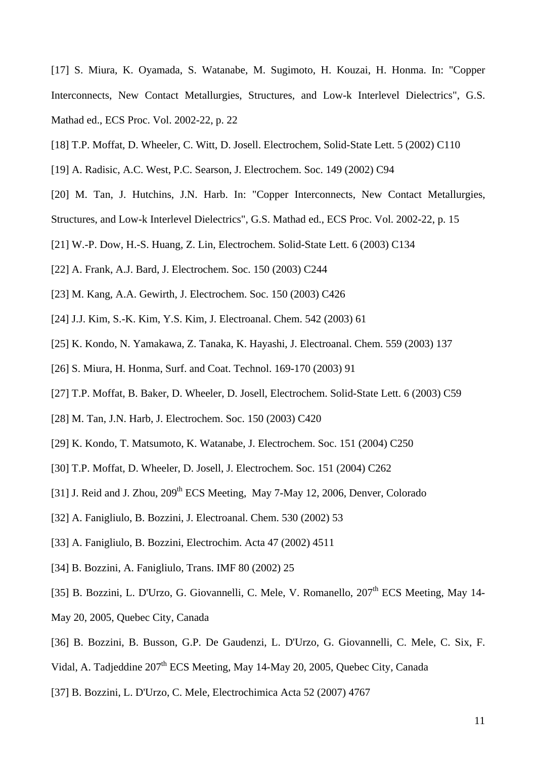[17] S. Miura, K. Oyamada, S. Watanabe, M. Sugimoto, H. Kouzai, H. Honma. In: "Copper Interconnects, New Contact Metallurgies, Structures, and Low-k Interlevel Dielectrics", G.S. Mathad ed., ECS Proc. Vol. 2002-22, p. 22

[18] T.P. Moffat, D. Wheeler, C. Witt, D. Josell. Electrochem, Solid-State Lett. 5 (2002) C110

[19] A. Radisic, A.C. West, P.C. Searson, J. Electrochem. Soc. 149 (2002) C94

[20] M. Tan, J. Hutchins, J.N. Harb. In: "Copper Interconnects, New Contact Metallurgies, Structures, and Low-k Interlevel Dielectrics", G.S. Mathad ed., ECS Proc. Vol. 2002-22, p. 15

[21] W.-P. Dow, H.-S. Huang, Z. Lin, Electrochem. Solid-State Lett. 6 (2003) C134

[22] A. Frank, A.J. Bard, J. Electrochem. Soc. 150 (2003) C244

[23] M. Kang, A.A. Gewirth, J. Electrochem. Soc. 150 (2003) C426

[24] J.J. Kim, S.-K. Kim, Y.S. Kim, J. Electroanal. Chem. 542 (2003) 61

[25] K. Kondo, N. Yamakawa, Z. Tanaka, K. Hayashi, J. Electroanal. Chem. 559 (2003) 137

[26] S. Miura, H. Honma, Surf. and Coat. Technol. 169-170 (2003) 91

[27] T.P. Moffat, B. Baker, D. Wheeler, D. Josell, Electrochem. Solid-State Lett. 6 (2003) C59

[28] M. Tan, J.N. Harb, J. Electrochem. Soc. 150 (2003) C420

[29] K. Kondo, T. Matsumoto, K. Watanabe, J. Electrochem. Soc. 151 (2004) C250

[30] T.P. Moffat, D. Wheeler, D. Josell, J. Electrochem. Soc. 151 (2004) C262

[31] J. Reid and J. Zhou, 209th ECS Meeting, May 7-May 12, 2006, Denver, Colorado

[32] A. Fanigliulo, B. Bozzini, J. Electroanal. Chem. 530 (2002) 53

[33] A. Fanigliulo, B. Bozzini, Electrochim. Acta 47 (2002) 4511

[34] B. Bozzini, A. Fanigliulo, Trans. IMF 80 (2002) 25

[35] B. Bozzini, L. D'Urzo, G. Giovannelli, C. Mele, V. Romanello, 207th ECS Meeting, May 14-May 20, 2005, Quebec City, Canada

[36] B. Bozzini, B. Busson, G.P. De Gaudenzi, L. D'Urzo, G. Giovannelli, C. Mele, C. Six, F. Vidal, A. Tadjeddine 207th ECS Meeting, May 14-May 20, 2005, Quebec City, Canada

[37] B. Bozzini, L. D'Urzo, C. Mele, Electrochimica Acta 52 (2007) 4767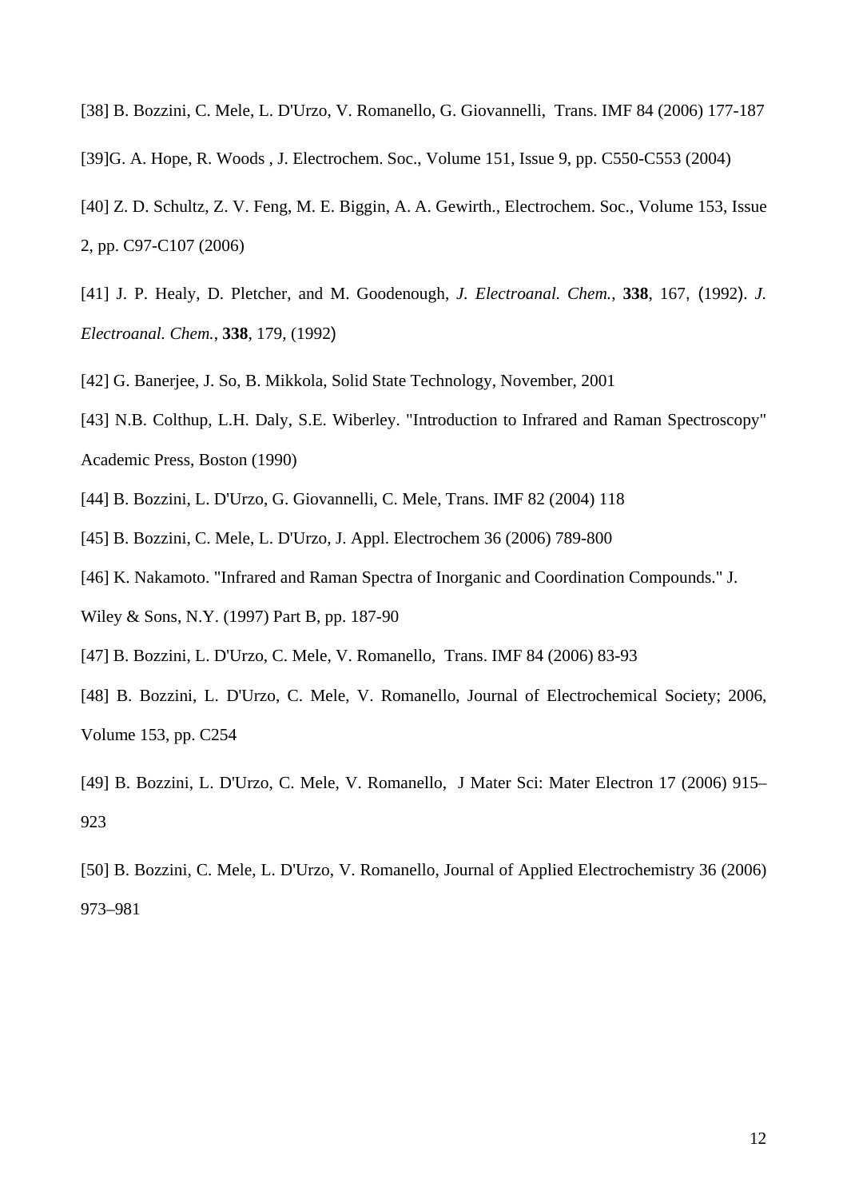[38] B. Bozzini, C. Mele, L. D'Urzo, V. Romanello, G. Giovannelli, Trans. IMF 84 (2006) 177-187

[39]G. A. Hope, R. Woods , J. Electrochem. Soc., Volume 151, Issue 9, pp. C550-C553 (2004)

[40] Z. D. Schultz, Z. V. Feng, M. E. Biggin, A. A. Gewirth., Electrochem. Soc., Volume 153, Issue 2, pp. C97-C107 (2006)

[41] J. P. Healy, D. Pletcher, and M. Goodenough, *J. Electroanal. Chem.*, **338**, 167, (1992). *J. Electroanal. Chem.*, **338**, 179, (1992)

[42] G. Banerjee, J. So, B. Mikkola, Solid State Technology, November, 2001

[43] N.B. Colthup, L.H. Daly, S.E. Wiberley. "Introduction to Infrared and Raman Spectroscopy" Academic Press, Boston (1990)

[44] B. Bozzini, L. D'Urzo, G. Giovannelli, C. Mele, Trans. IMF 82 (2004) 118

[45] B. Bozzini, C. Mele, L. D'Urzo, J. Appl. Electrochem 36 (2006) 789-800

[46] K. Nakamoto. "Infrared and Raman Spectra of Inorganic and Coordination Compounds." J. Wiley & Sons, N.Y. (1997) Part B, pp. 187-90

[47] B. Bozzini, L. D'Urzo, C. Mele, V. Romanello, Trans. IMF 84 (2006) 83-93

[48] B. Bozzini, L. D'Urzo, C. Mele, V. Romanello, Journal of Electrochemical Society; 2006, Volume 153, pp. C254

[49] B. Bozzini, L. D'Urzo, C. Mele, V. Romanello, J Mater Sci: Mater Electron 17 (2006) 915–923

[50] B. Bozzini, C. Mele, L. D'Urzo, V. Romanello, Journal of Applied Electrochemistry 36 (2006) 973–981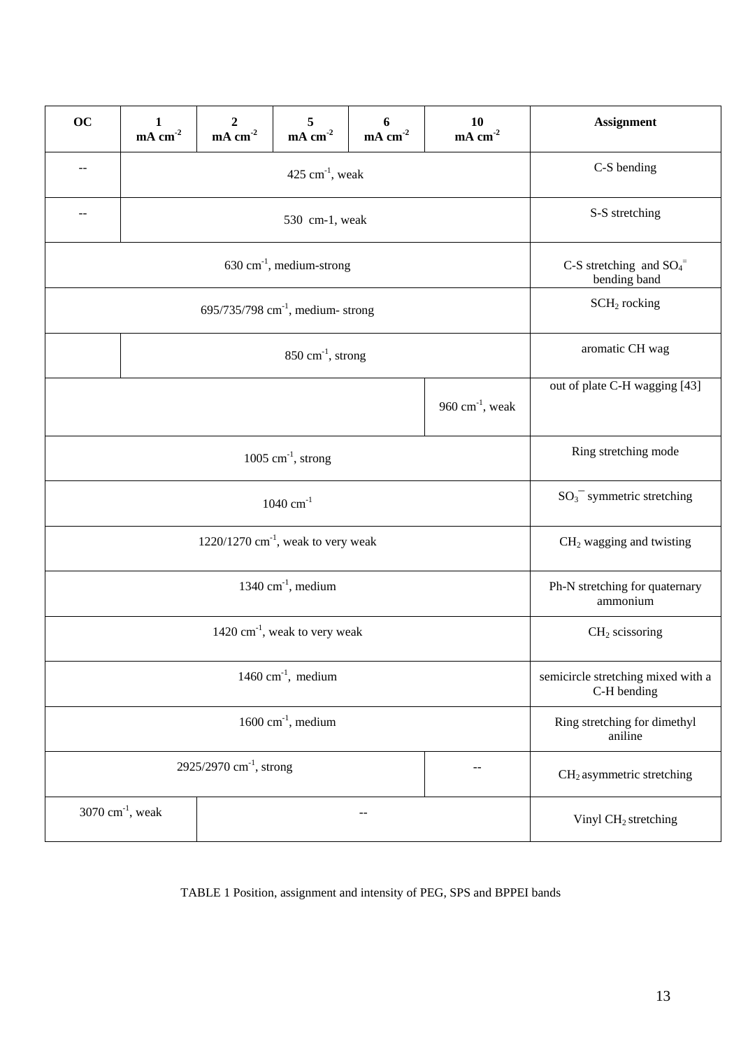| OC | 1 $mA\ cm^{-2}$ | 2 $mA\ cm^{-2}$ | 5 $mA\ cm^{-2}$ | 6 $mA\ cm^{-2}$ | 10 $mA\ cm^{-2}$ | Assignment |
|---|---|---|---|---|---|---|
| -- | 425 $cm^{-1}$, weak | | | | | C-S bending |
| -- | 530 cm-1, weak | | | | | S-S stretching |
| 630 $cm^{-1}$, medium-strong | | | | | | C-S stretching and $SO_4^{=}$ bending band |
| 695/735/798 $cm^{-1}$, medium- strong | | | | | | $SCH_2$ rocking |
| | 850 $cm^{-1}$, strong | | | | | aromatic CH wag |
| | | | | | 960 $cm^{-1}$, weak | out of plate C-H wagging [43] |
| 1005 $cm^{-1}$, strong | | | | | | Ring stretching mode |
| 1040 $cm^{-1}$ | | | | | | $SO_3^{-}$ symmetric stretching |
| 1220/1270 $cm^{-1}$, weak to very weak | | | | | | $CH_2$ wagging and twisting |
| 1340 $cm^{-1}$, medium | | | | | | Ph-N stretching for quaternary ammonium |
| 1420 $cm^{-1}$, weak to very weak | | | | | | $CH_2$ scissoring |
| 1460 $cm^{-1}$, medium | | | | | | semicircle stretching mixed with a C-H bending |
| 1600 $cm^{-1}$, medium | | | | | | Ring stretching for dimethyl aniline |
| 2925/2970 $cm^{-1}$, strong | | | | | -- | $CH_2$ asymmetric stretching |
| 3070 $cm^{-1}$, weak | | -- | | | | Vinyl $CH_2$ stretching |

TABLE 1 Position, assignment and intensity of PEG, SPS and BPPEI bands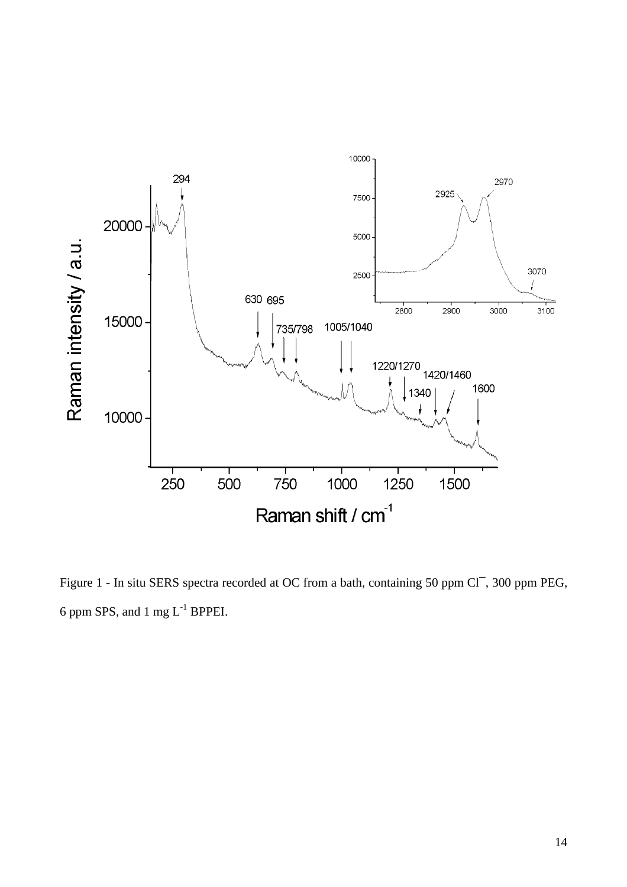Figure 1 - In situ SERS spectra recorded at OC from a bath, containing 50 ppm $Cl^{-}$, 300 ppm PEG, 6 ppm SPS, and 1 mg $L^{-1}$ BPPEI.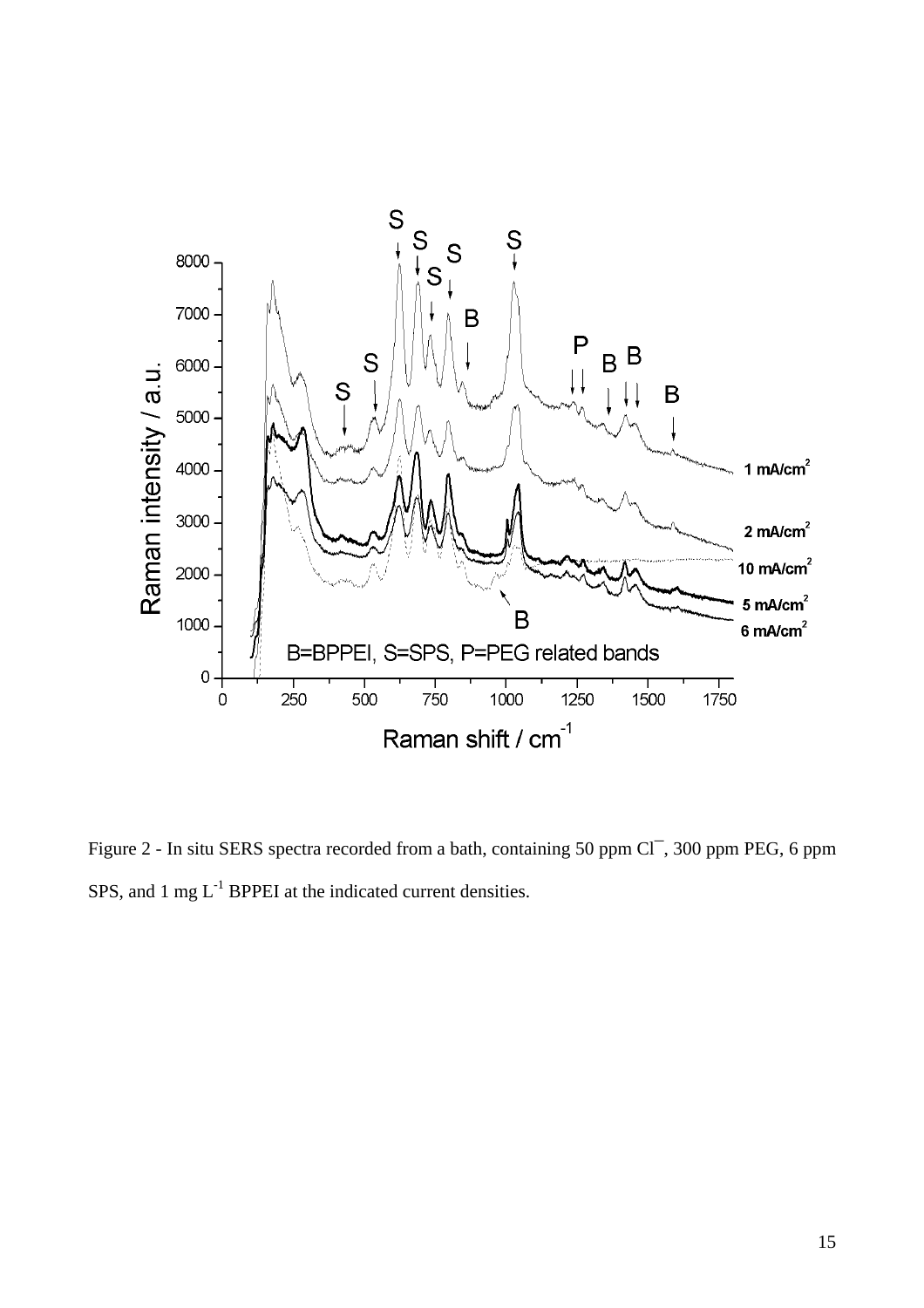Figure 2 - In situ SERS spectra recorded from a bath, containing 50 ppm $Cl^{-}$, 300 ppm PEG, 6 ppm SPS, and 1 mg $L^{-1}$ BPPEI at the indicated current densities.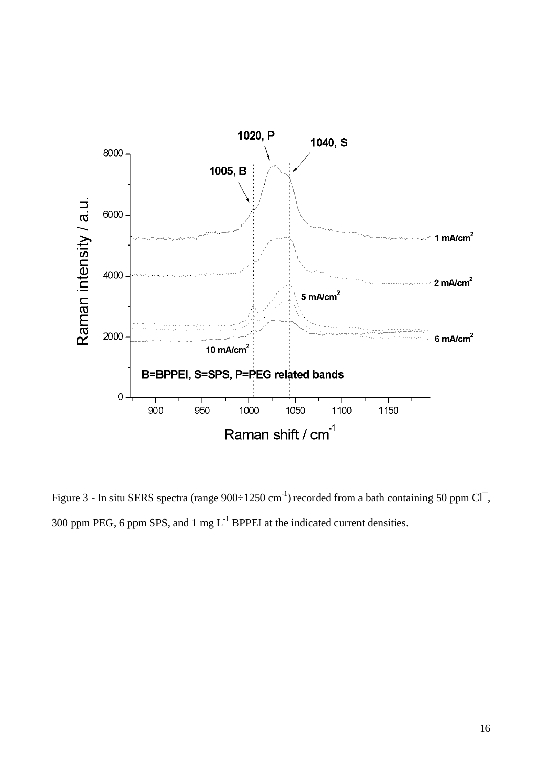Figure 3 - In situ SERS spectra (range 900÷1250 cm$^{-1}$) recorded from a bath containing 50 ppm $Cl^{-}$, 300 ppm PEG, 6 ppm SPS, and 1 mg $L^{-1}$ BPPEI at the indicated current densities.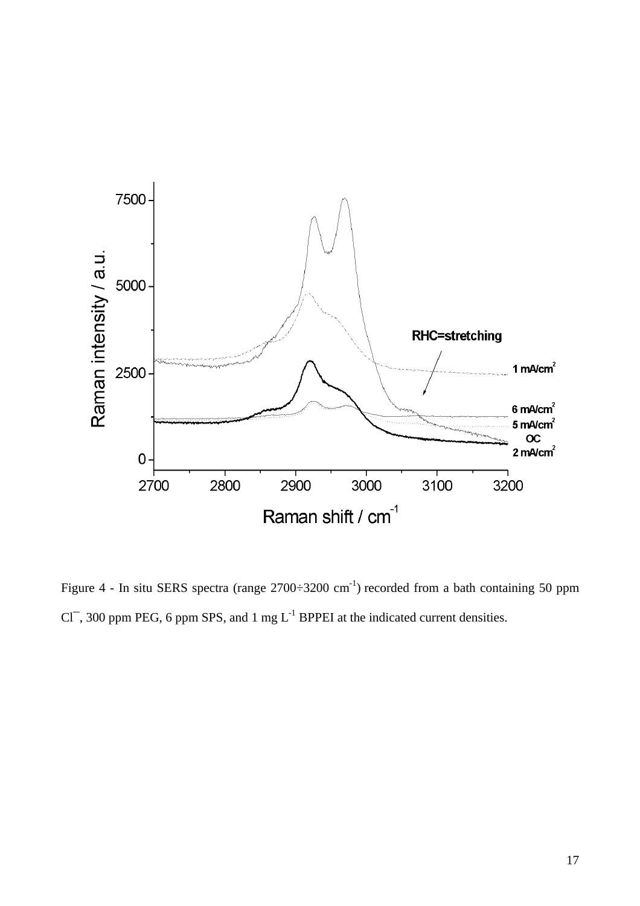Figure 4 - In situ SERS spectra (range 2700÷3200 $cm^{-1}$) recorded from a bath containing 50 ppm $Cl^{-}$, 300 ppm PEG, 6 ppm SPS, and 1 mg $L^{-1}$ BPPEI at the indicated current densities.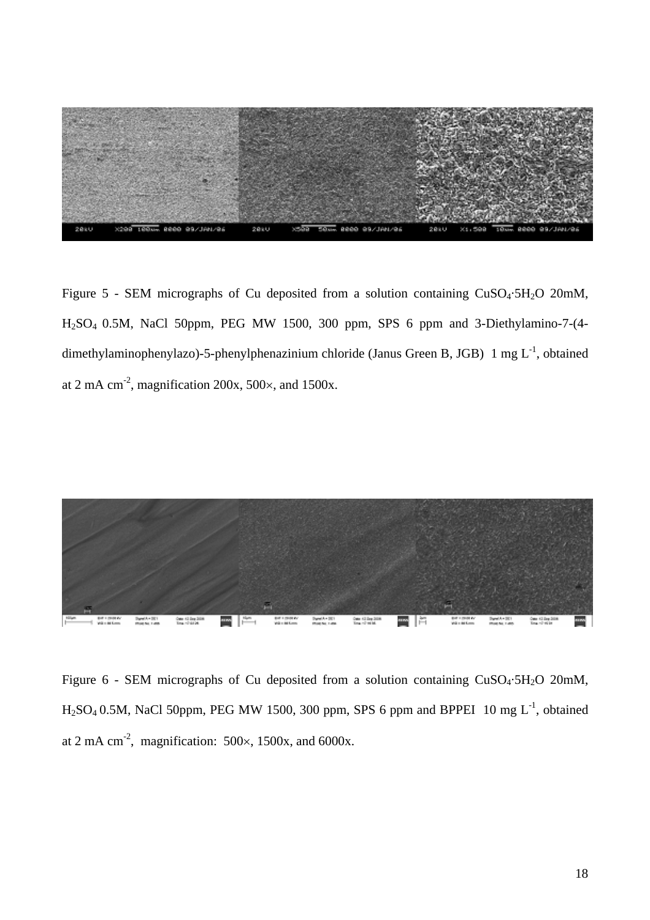Figure 5 - SEM micrographs of Cu deposited from a solution containing $CuSO_4 \cdot 5H_2O$ 20mM, $H_2SO_4$ 0.5M, NaCl 50ppm, PEG MW 1500, 300 ppm, SPS 6 ppm and 3-Diethylamino-7-(4-dimethylaminophenylazo)-5-phenylphenazinium chloride (Janus Green B, JGB) 1 mg $L^{-1}$, obtained at 2 mA $cm^{-2}$, magnification 200x, 500×, and 1500x.

Figure 6 - SEM micrographs of Cu deposited from a solution containing $CuSO_4 \cdot 5H_2O$ 20mM, $H_2SO_4$ 0.5M, NaCl 50ppm, PEG MW 1500, 300 ppm, SPS 6 ppm and BPPEI 10 mg $L^{-1}$, obtained at 2 mA $cm^{-2}$, magnification: 500×, 1500x, and 6000x.